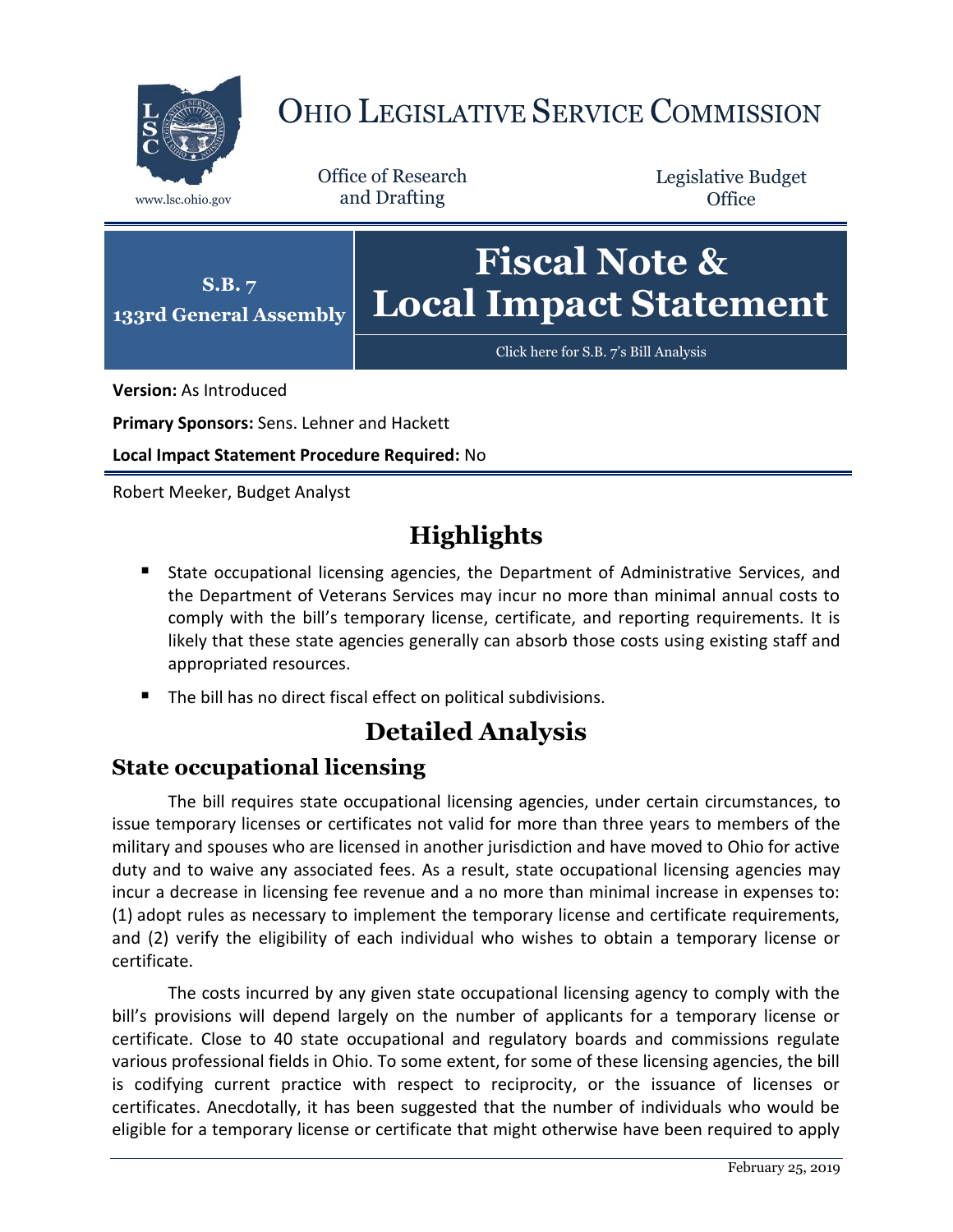# OHIO LEGISLATIVE SERVICE COMMISSION

www.lsc.ohio.gov

Office of Research and Drafting

Legislative Budget Office

**S.B. 7**
**133rd General Assembly**

# Fiscal Note & Local Impact Statement

Click here for S.B. 7's Bill Analysis

**Version:** As Introduced

**Primary Sponsors:** Sens. Lehner and Hackett

**Local Impact Statement Procedure Required:** No

Robert Meeker, Budget Analyst

## Highlights

- State occupational licensing agencies, the Department of Administrative Services, and the Department of Veterans Services may incur no more than minimal annual costs to comply with the bill's temporary license, certificate, and reporting requirements. It is likely that these state agencies generally can absorb those costs using existing staff and appropriated resources.
- The bill has no direct fiscal effect on political subdivisions.

## Detailed Analysis

### State occupational licensing

The bill requires state occupational licensing agencies, under certain circumstances, to issue temporary licenses or certificates not valid for more than three years to members of the military and spouses who are licensed in another jurisdiction and have moved to Ohio for active duty and to waive any associated fees. As a result, state occupational licensing agencies may incur a decrease in licensing fee revenue and a no more than minimal increase in expenses to: (1) adopt rules as necessary to implement the temporary license and certificate requirements, and (2) verify the eligibility of each individual who wishes to obtain a temporary license or certificate.

The costs incurred by any given state occupational licensing agency to comply with the bill's provisions will depend largely on the number of applicants for a temporary license or certificate. Close to 40 state occupational and regulatory boards and commissions regulate various professional fields in Ohio. To some extent, for some of these licensing agencies, the bill is codifying current practice with respect to reciprocity, or the issuance of licenses or certificates. Anecdotally, it has been suggested that the number of individuals who would be eligible for a temporary license or certificate that might otherwise have been required to apply

February 25, 2019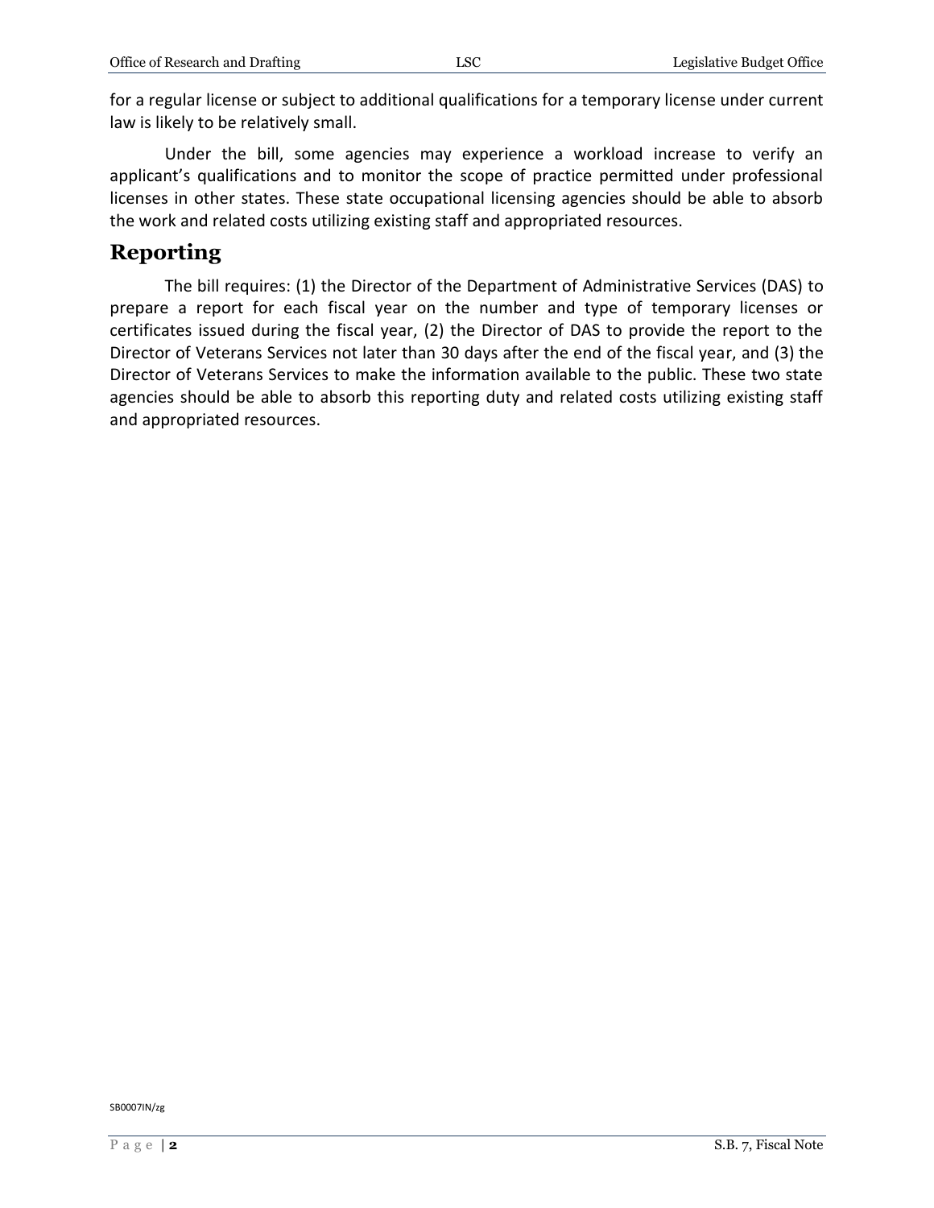for a regular license or subject to additional qualifications for a temporary license under current law is likely to be relatively small.

Under the bill, some agencies may experience a workload increase to verify an applicant's qualifications and to monitor the scope of practice permitted under professional licenses in other states. These state occupational licensing agencies should be able to absorb the work and related costs utilizing existing staff and appropriated resources.

## Reporting

The bill requires: (1) the Director of the Department of Administrative Services (DAS) to prepare a report for each fiscal year on the number and type of temporary licenses or certificates issued during the fiscal year, (2) the Director of DAS to provide the report to the Director of Veterans Services not later than 30 days after the end of the fiscal year, and (3) the Director of Veterans Services to make the information available to the public. These two state agencies should be able to absorb this reporting duty and related costs utilizing existing staff and appropriated resources.

SB0007IN/zg